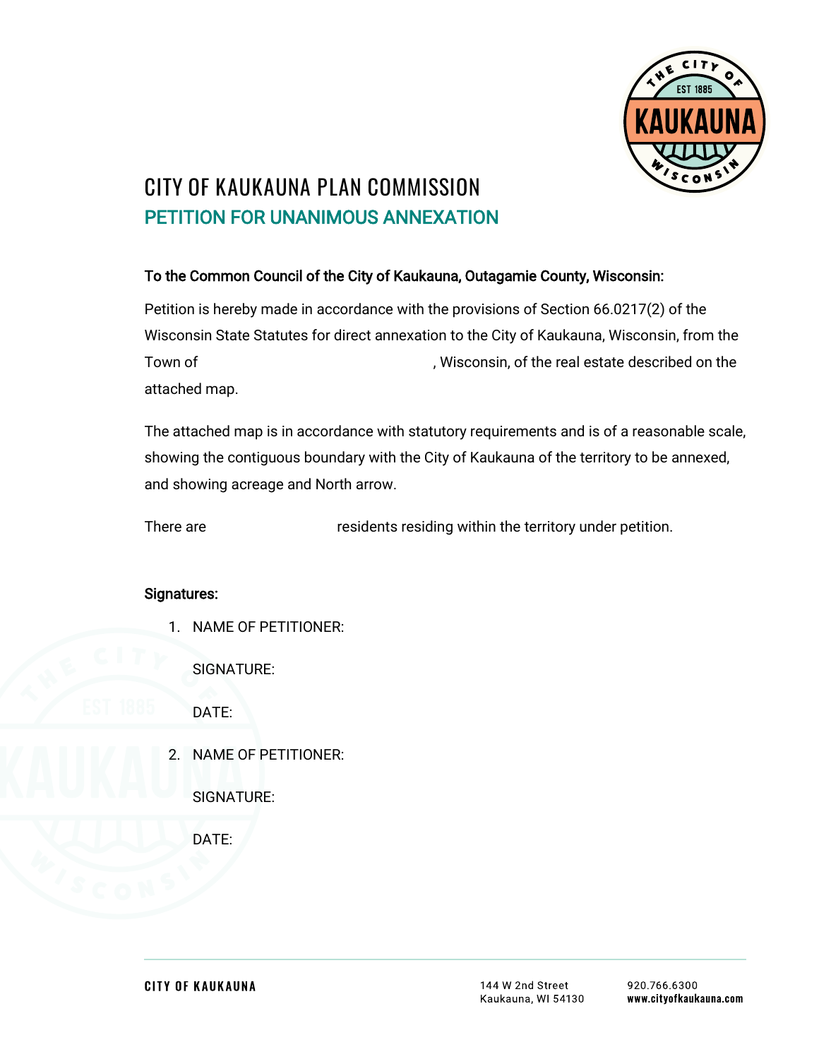# CITY OF KAUKAUNA PLAN COMMISSION

## PETITION FOR UNANIMOUS ANNEXATION

**To the Common Council of the City of Kaukauna, Outagamie County, Wisconsin:**

Petition is hereby made in accordance with the provisions of Section 66.0217(2) of the Wisconsin State Statutes for direct annexation to the City of Kaukauna, Wisconsin, from the Town of _______________, Wisconsin, of the real estate described on the attached map.

The attached map is in accordance with statutory requirements and is of a reasonable scale, showing the contiguous boundary with the City of Kaukauna of the territory to be annexed, and showing acreage and North arrow.

There are __________ residents residing within the territory under petition.

**Signatures:**

1. NAME OF PETITIONER:

   SIGNATURE:

   DATE:

2. NAME OF PETITIONER:

   SIGNATURE:

   DATE: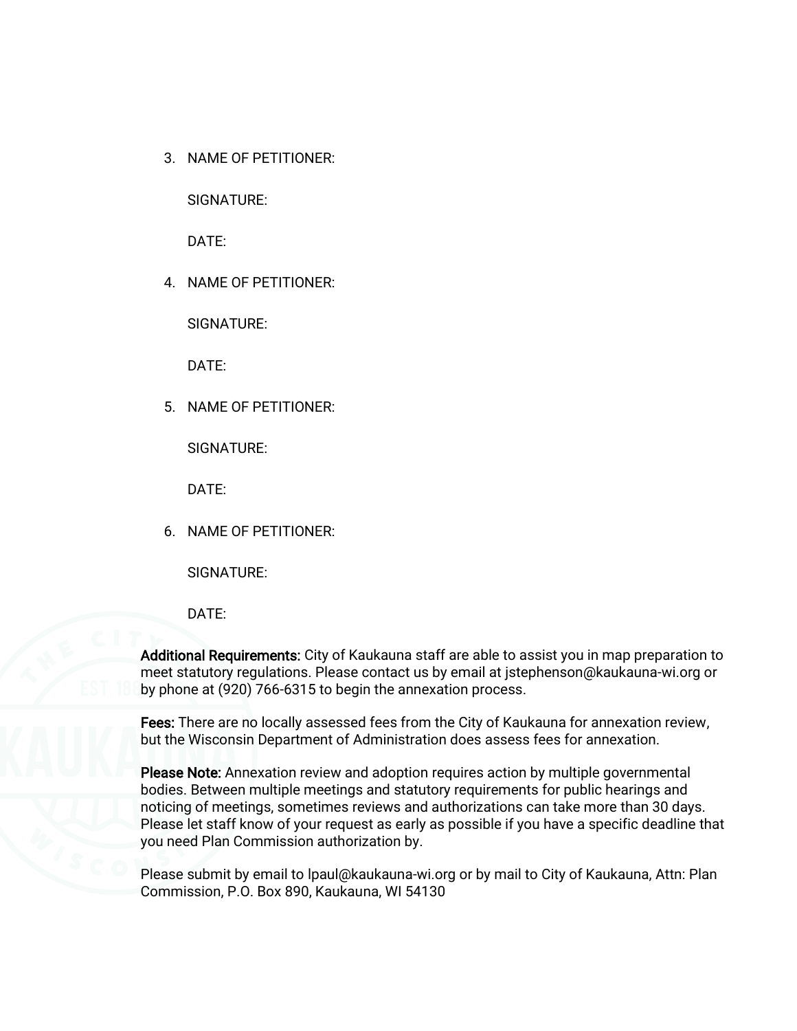3. NAME OF PETITIONER:

   SIGNATURE:

   DATE:

4. NAME OF PETITIONER:

   SIGNATURE:

   DATE:

5. NAME OF PETITIONER:

   SIGNATURE:

   DATE:

6. NAME OF PETITIONER:

   SIGNATURE:

   DATE:

**Additional Requirements:** City of Kaukauna staff are able to assist you in map preparation to meet statutory regulations. Please contact us by email at jstephenson@kaukauna-wi.org or by phone at (920) 766-6315 to begin the annexation process.

**Fees:** There are no locally assessed fees from the City of Kaukauna for annexation review, but the Wisconsin Department of Administration does assess fees for annexation.

**Please Note:** Annexation review and adoption requires action by multiple governmental bodies. Between multiple meetings and statutory requirements for public hearings and noticing of meetings, sometimes reviews and authorizations can take more than 30 days. Please let staff know of your request as early as possible if you have a specific deadline that you need Plan Commission authorization by.

Please submit by email to lpaul@kaukauna-wi.org or by mail to City of Kaukauna, Attn: Plan Commission, P.O. Box 890, Kaukauna, WI 54130